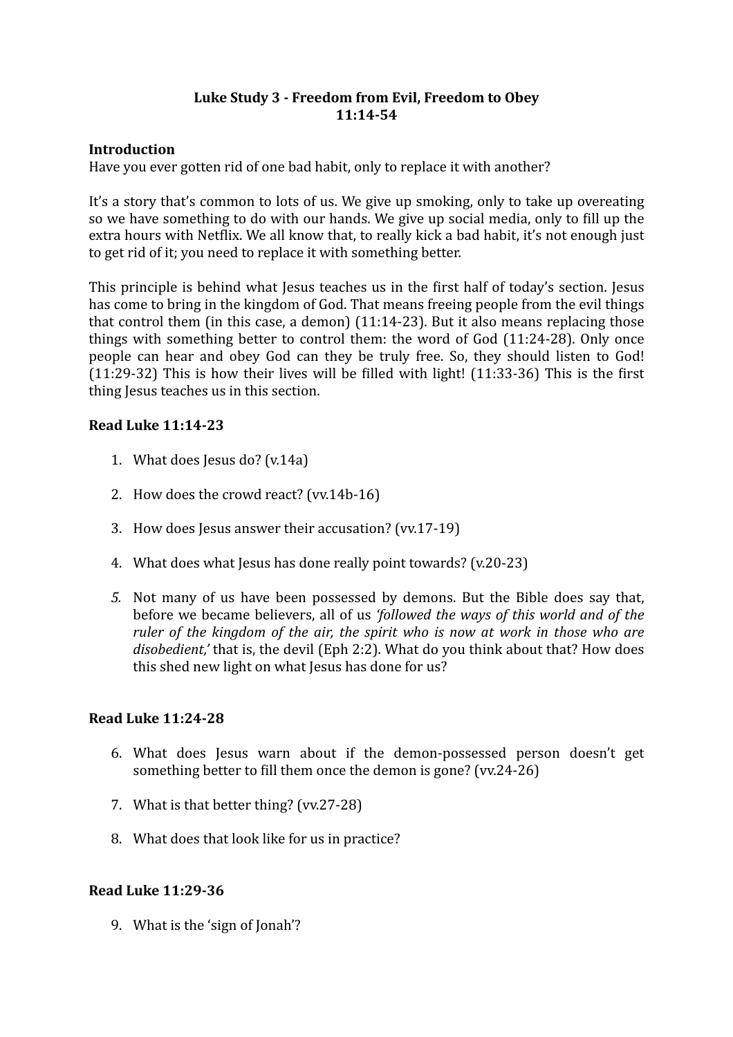**Luke Study 3 - Freedom from Evil, Freedom to Obey**
**11:14-54**

**Introduction**

Have you ever gotten rid of one bad habit, only to replace it with another?

It's a story that's common to lots of us. We give up smoking, only to take up overeating so we have something to do with our hands. We give up social media, only to fill up the extra hours with Netflix. We all know that, to really kick a bad habit, it's not enough just to get rid of it; you need to replace it with something better.

This principle is behind what Jesus teaches us in the first half of today's section. Jesus has come to bring in the kingdom of God. That means freeing people from the evil things that control them (in this case, a demon) (11:14-23). But it also means replacing those things with something better to control them: the word of God (11:24-28). Only once people can hear and obey God can they be truly free. So, they should listen to God! (11:29-32) This is how their lives will be filled with light! (11:33-36) This is the first thing Jesus teaches us in this section.

**Read Luke 11:14-23**

1. What does Jesus do? (v.14a)
2. How does the crowd react? (vv.14b-16)
3. How does Jesus answer their accusation? (vv.17-19)
4. What does what Jesus has done really point towards? (v.20-23)
5. Not many of us have been possessed by demons. But the Bible does say that, before we became believers, all of us *'followed the ways of this world and of the ruler of the kingdom of the air, the spirit who is now at work in those who are disobedient,'* that is, the devil (Eph 2:2). What do you think about that? How does this shed new light on what Jesus has done for us?

**Read Luke 11:24-28**

6. What does Jesus warn about if the demon-possessed person doesn't get something better to fill them once the demon is gone? (vv.24-26)
7. What is that better thing? (vv.27-28)
8. What does that look like for us in practice?

**Read Luke 11:29-36**

9. What is the 'sign of Jonah'?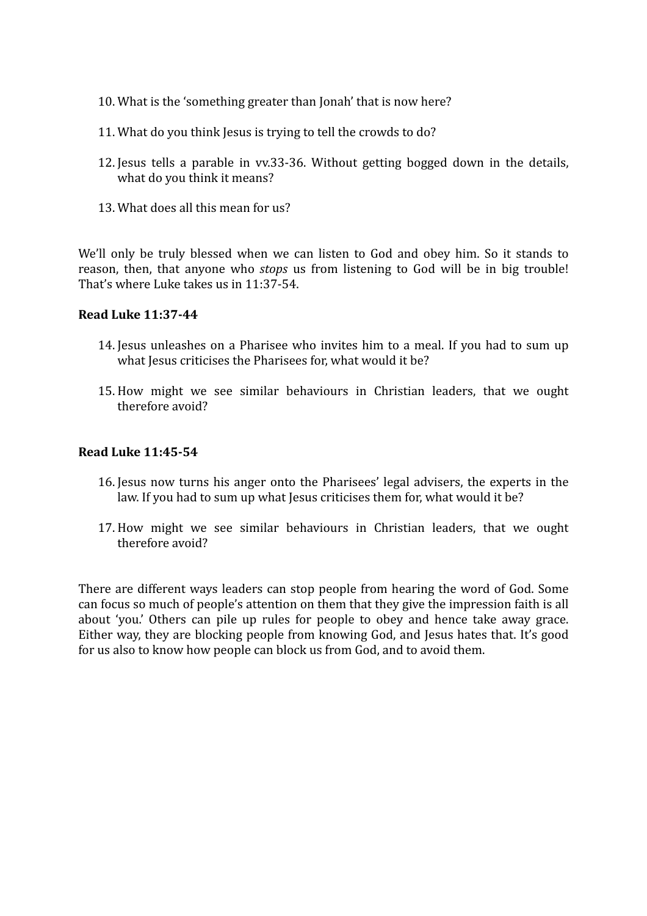10. What is the 'something greater than Jonah' that is now here?

11. What do you think Jesus is trying to tell the crowds to do?

12. Jesus tells a parable in vv.33-36. Without getting bogged down in the details, what do you think it means?

13. What does all this mean for us?

We'll only be truly blessed when we can listen to God and obey him. So it stands to reason, then, that anyone who *stops* us from listening to God will be in big trouble! That's where Luke takes us in 11:37-54.

**Read Luke 11:37-44**

14. Jesus unleashes on a Pharisee who invites him to a meal. If you had to sum up what Jesus criticises the Pharisees for, what would it be?

15. How might we see similar behaviours in Christian leaders, that we ought therefore avoid?

**Read Luke 11:45-54**

16. Jesus now turns his anger onto the Pharisees' legal advisers, the experts in the law. If you had to sum up what Jesus criticises them for, what would it be?

17. How might we see similar behaviours in Christian leaders, that we ought therefore avoid?

There are different ways leaders can stop people from hearing the word of God. Some can focus so much of people's attention on them that they give the impression faith is all about 'you.' Others can pile up rules for people to obey and hence take away grace. Either way, they are blocking people from knowing God, and Jesus hates that. It's good for us also to know how people can block us from God, and to avoid them.